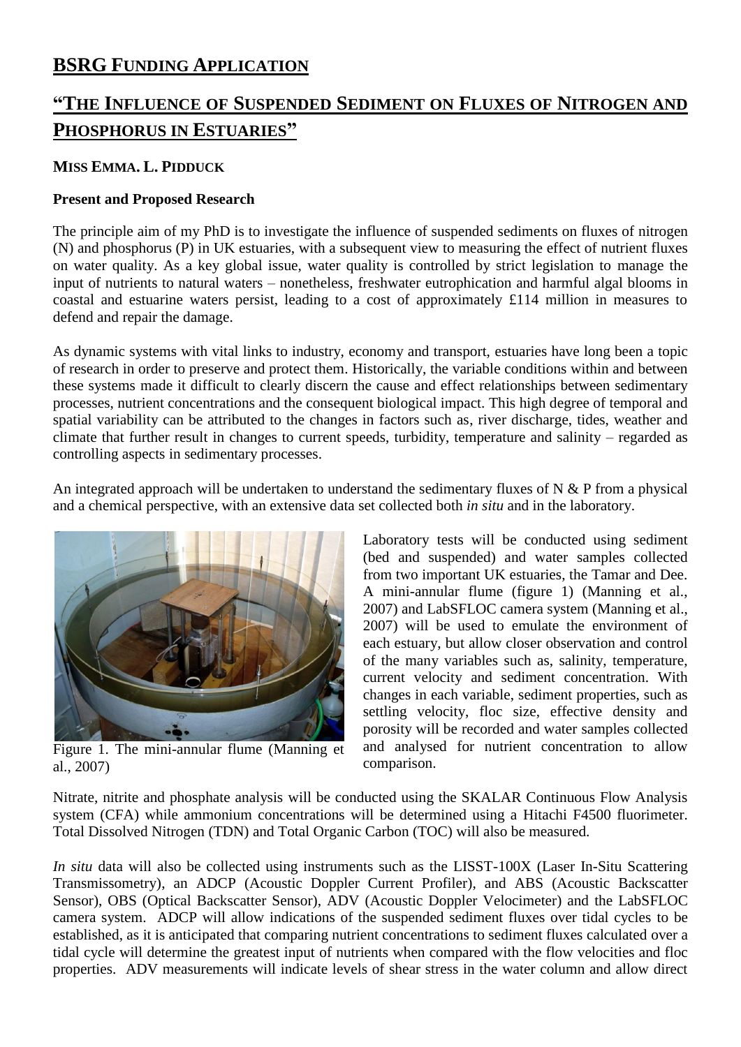# BSRG FUNDING APPLICATION

## "THE INFLUENCE OF SUSPENDED SEDIMENT ON FLUXES OF NITROGEN AND PHOSPHORUS IN ESTUARIES"

**MISS EMMA. L. PIDDUCK**

**Present and Proposed Research**

The principle aim of my PhD is to investigate the influence of suspended sediments on fluxes of nitrogen (N) and phosphorus (P) in UK estuaries, with a subsequent view to measuring the effect of nutrient fluxes on water quality. As a key global issue, water quality is controlled by strict legislation to manage the input of nutrients to natural waters – nonetheless, freshwater eutrophication and harmful algal blooms in coastal and estuarine waters persist, leading to a cost of approximately £114 million in measures to defend and repair the damage.

As dynamic systems with vital links to industry, economy and transport, estuaries have long been a topic of research in order to preserve and protect them. Historically, the variable conditions within and between these systems made it difficult to clearly discern the cause and effect relationships between sedimentary processes, nutrient concentrations and the consequent biological impact. This high degree of temporal and spatial variability can be attributed to the changes in factors such as, river discharge, tides, weather and climate that further result in changes to current speeds, turbidity, temperature and salinity – regarded as controlling aspects in sedimentary processes.

An integrated approach will be undertaken to understand the sedimentary fluxes of N & P from a physical and a chemical perspective, with an extensive data set collected both *in situ* and in the laboratory.

Figure 1. The mini-annular flume (Manning et al., 2007)

Laboratory tests will be conducted using sediment (bed and suspended) and water samples collected from two important UK estuaries, the Tamar and Dee. A mini-annular flume (figure 1) (Manning et al., 2007) and LabSFLOC camera system (Manning et al., 2007) will be used to emulate the environment of each estuary, but allow closer observation and control of the many variables such as, salinity, temperature, current velocity and sediment concentration. With changes in each variable, sediment properties, such as settling velocity, floc size, effective density and porosity will be recorded and water samples collected and analysed for nutrient concentration to allow comparison.

Nitrate, nitrite and phosphate analysis will be conducted using the SKALAR Continuous Flow Analysis system (CFA) while ammonium concentrations will be determined using a Hitachi F4500 fluorimeter. Total Dissolved Nitrogen (TDN) and Total Organic Carbon (TOC) will also be measured.

*In situ* data will also be collected using instruments such as the LISST-100X (Laser In-Situ Scattering Transmissometry), an ADCP (Acoustic Doppler Current Profiler), and ABS (Acoustic Backscatter Sensor), OBS (Optical Backscatter Sensor), ADV (Acoustic Doppler Velocimeter) and the LabSFLOC camera system. ADCP will allow indications of the suspended sediment fluxes over tidal cycles to be established, as it is anticipated that comparing nutrient concentrations to sediment fluxes calculated over a tidal cycle will determine the greatest input of nutrients when compared with the flow velocities and floc properties. ADV measurements will indicate levels of shear stress in the water column and allow direct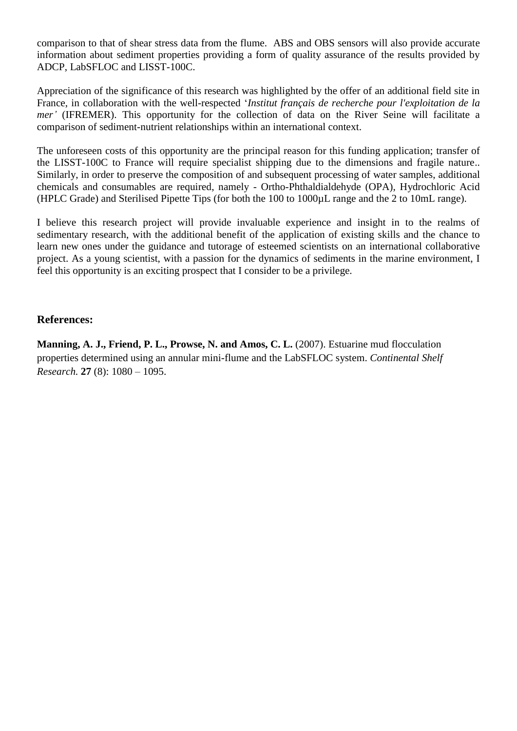comparison to that of shear stress data from the flume. ABS and OBS sensors will also provide accurate information about sediment properties providing a form of quality assurance of the results provided by ADCP, LabSFLOC and LISST-100C.

Appreciation of the significance of this research was highlighted by the offer of an additional field site in France, in collaboration with the well-respected '*Institut français de recherche pour l'exploitation de la mer'* (IFREMER). This opportunity for the collection of data on the River Seine will facilitate a comparison of sediment-nutrient relationships within an international context.

The unforeseen costs of this opportunity are the principal reason for this funding application; transfer of the LISST-100C to France will require specialist shipping due to the dimensions and fragile nature.. Similarly, in order to preserve the composition of and subsequent processing of water samples, additional chemicals and consumables are required, namely - Ortho-Phthaldialdehyde (OPA), Hydrochloric Acid (HPLC Grade) and Sterilised Pipette Tips (for both the 100 to 1000µL range and the 2 to 10mL range).

I believe this research project will provide invaluable experience and insight in to the realms of sedimentary research, with the additional benefit of the application of existing skills and the chance to learn new ones under the guidance and tutorage of esteemed scientists on an international collaborative project. As a young scientist, with a passion for the dynamics of sediments in the marine environment, I feel this opportunity is an exciting prospect that I consider to be a privilege.

### References:

**Manning, A. J., Friend, P. L., Prowse, N. and Amos, C. L.** (2007). Estuarine mud flocculation properties determined using an annular mini-flume and the LabSFLOC system. *Continental Shelf Research.* **27** (8): 1080 – 1095.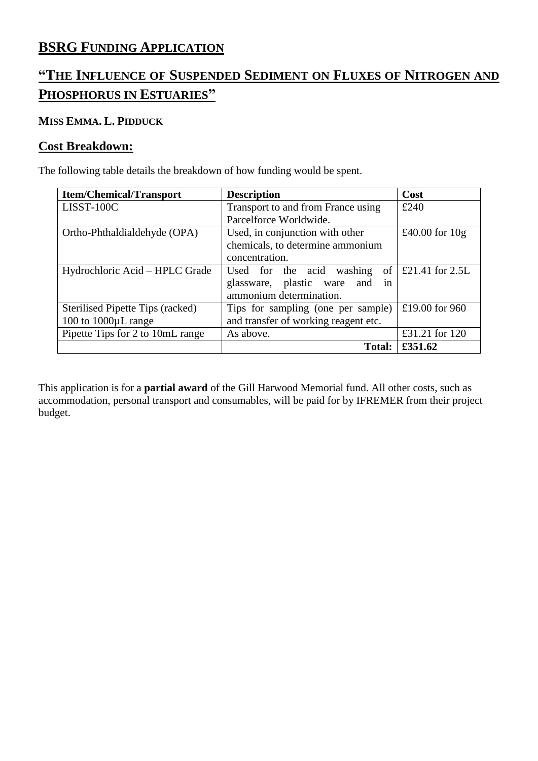# BSRG FUNDING APPLICATION

## "THE INFLUENCE OF SUSPENDED SEDIMENT ON FLUXES OF NITROGEN AND PHOSPHORUS IN ESTUARIES"

**MISS EMMA. L. PIDDUCK**

## Cost Breakdown:

The following table details the breakdown of how funding would be spent.

| Item/Chemical/Transport | Description | Cost |
|---|---|---|
| LISST-100C | Transport to and from France using Parcelforce Worldwide. | £240 |
| Ortho-Phthaldialdehyde (OPA) | Used, in conjunction with other chemicals, to determine ammonium concentration. | £40.00 for 10g |
| Hydrochloric Acid – HPLC Grade | Used for the acid washing of glassware, plastic ware and in ammonium determination. | £21.41 for 2.5L |
| Sterilised Pipette Tips (racked) 100 to 1000µL range | Tips for sampling (one per sample) and transfer of working reagent etc. | £19.00 for 960 |
| Pipette Tips for 2 to 10mL range | As above. | £31.21 for 120 |
| | **Total:** | **£351.62** |

This application is for a **partial award** of the Gill Harwood Memorial fund. All other costs, such as accommodation, personal transport and consumables, will be paid for by IFREMER from their project budget.